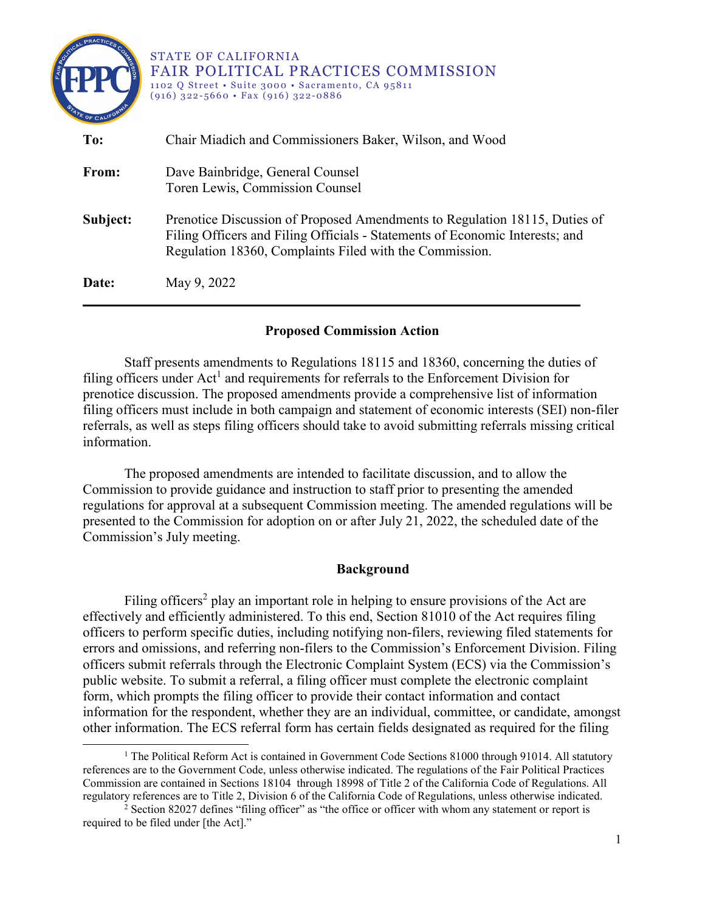STATE OF CALIFORNIA
FAIR POLITICAL PRACTICES COMMISSION
1102 Q Street • Suite 3000 • Sacramento, CA 95811
(916) 322-5660 • Fax (916) 322-0886

**To:** Chair Miadich and Commissioners Baker, Wilson, and Wood

**From:** Dave Bainbridge, General Counsel
Toren Lewis, Commission Counsel

**Subject:** Prenotice Discussion of Proposed Amendments to Regulation 18115, Duties of Filing Officers and Filing Officials - Statements of Economic Interests; and Regulation 18360, Complaints Filed with the Commission.

**Date:** May 9, 2022

---

## Proposed Commission Action

Staff presents amendments to Regulations 18115 and 18360, concerning the duties of filing officers under Act[1] and requirements for referrals to the Enforcement Division for prenotice discussion. The proposed amendments provide a comprehensive list of information filing officers must include in both campaign and statement of economic interests (SEI) non-filer referrals, as well as steps filing officers should take to avoid submitting referrals missing critical information.

The proposed amendments are intended to facilitate discussion, and to allow the Commission to provide guidance and instruction to staff prior to presenting the amended regulations for approval at a subsequent Commission meeting. The amended regulations will be presented to the Commission for adoption on or after July 21, 2022, the scheduled date of the Commission's July meeting.

## Background

Filing officers[2] play an important role in helping to ensure provisions of the Act are effectively and efficiently administered. To this end, Section 81010 of the Act requires filing officers to perform specific duties, including notifying non-filers, reviewing filed statements for errors and omissions, and referring non-filers to the Commission's Enforcement Division. Filing officers submit referrals through the Electronic Complaint System (ECS) via the Commission's public website. To submit a referral, a filing officer must complete the electronic complaint form, which prompts the filing officer to provide their contact information and contact information for the respondent, whether they are an individual, committee, or candidate, amongst other information. The ECS referral form has certain fields designated as required for the filing

---

[1] The Political Reform Act is contained in Government Code Sections 81000 through 91014. All statutory references are to the Government Code, unless otherwise indicated. The regulations of the Fair Political Practices Commission are contained in Sections 18104 through 18998 of Title 2 of the California Code of Regulations. All regulatory references are to Title 2, Division 6 of the California Code of Regulations, unless otherwise indicated.

[2] Section 82027 defines "filing officer" as "the office or officer with whom any statement or report is required to be filed under [the Act]."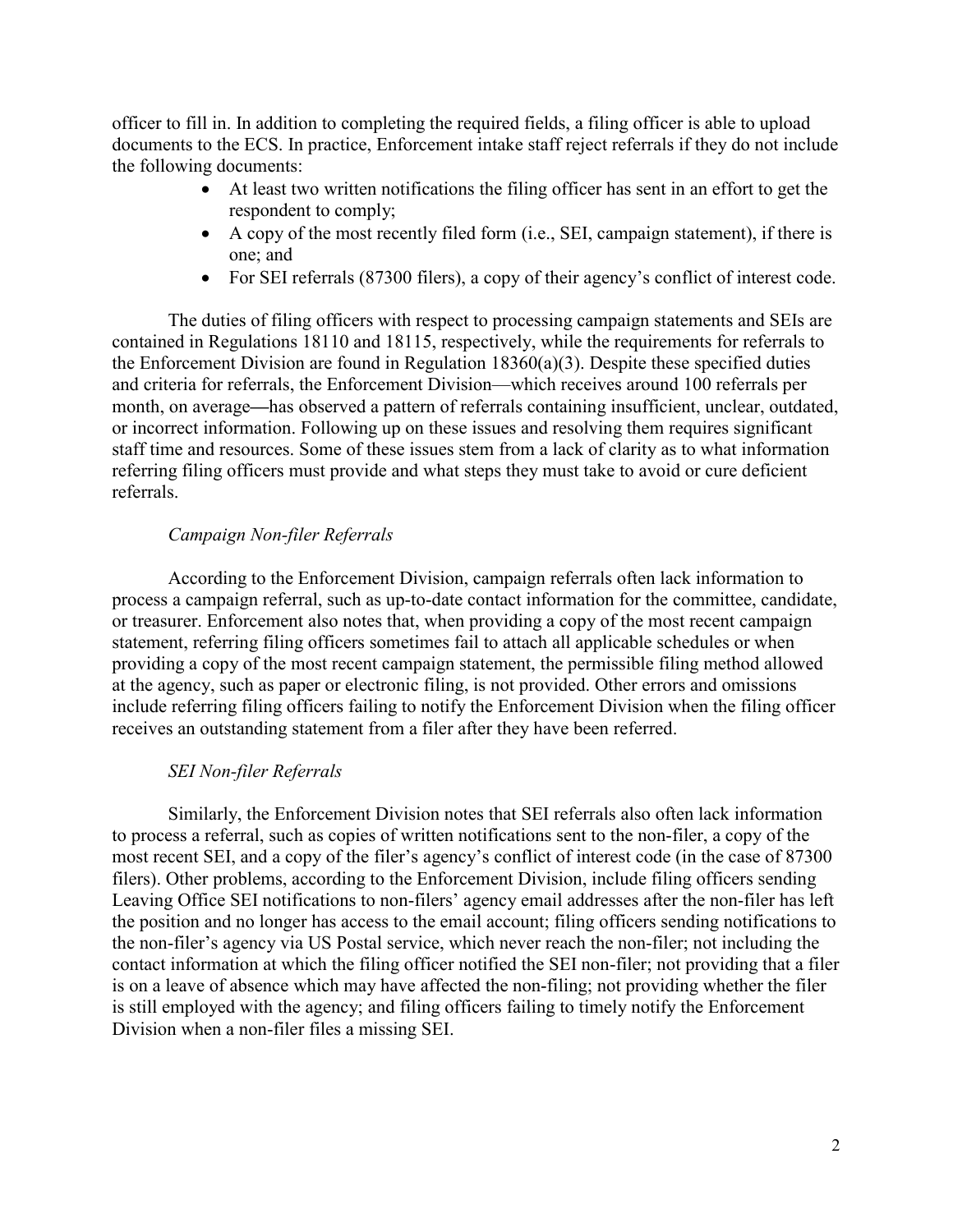officer to fill in. In addition to completing the required fields, a filing officer is able to upload documents to the ECS. In practice, Enforcement intake staff reject referrals if they do not include the following documents:

- At least two written notifications the filing officer has sent in an effort to get the respondent to comply;
- A copy of the most recently filed form (i.e., SEI, campaign statement), if there is one; and
- For SEI referrals (87300 filers), a copy of their agency's conflict of interest code.

The duties of filing officers with respect to processing campaign statements and SEIs are contained in Regulations 18110 and 18115, respectively, while the requirements for referrals to the Enforcement Division are found in Regulation 18360(a)(3). Despite these specified duties and criteria for referrals, the Enforcement Division—which receives around 100 referrals per month, on average—has observed a pattern of referrals containing insufficient, unclear, outdated, or incorrect information. Following up on these issues and resolving them requires significant staff time and resources. Some of these issues stem from a lack of clarity as to what information referring filing officers must provide and what steps they must take to avoid or cure deficient referrals.

*Campaign Non-filer Referrals*

According to the Enforcement Division, campaign referrals often lack information to process a campaign referral, such as up-to-date contact information for the committee, candidate, or treasurer. Enforcement also notes that, when providing a copy of the most recent campaign statement, referring filing officers sometimes fail to attach all applicable schedules or when providing a copy of the most recent campaign statement, the permissible filing method allowed at the agency, such as paper or electronic filing, is not provided. Other errors and omissions include referring filing officers failing to notify the Enforcement Division when the filing officer receives an outstanding statement from a filer after they have been referred.

*SEI Non-filer Referrals*

Similarly, the Enforcement Division notes that SEI referrals also often lack information to process a referral, such as copies of written notifications sent to the non-filer, a copy of the most recent SEI, and a copy of the filer's agency's conflict of interest code (in the case of 87300 filers). Other problems, according to the Enforcement Division, include filing officers sending Leaving Office SEI notifications to non-filers' agency email addresses after the non-filer has left the position and no longer has access to the email account; filing officers sending notifications to the non-filer's agency via US Postal service, which never reach the non-filer; not including the contact information at which the filing officer notified the SEI non-filer; not providing that a filer is on a leave of absence which may have affected the non-filing; not providing whether the filer is still employed with the agency; and filing officers failing to timely notify the Enforcement Division when a non-filer files a missing SEI.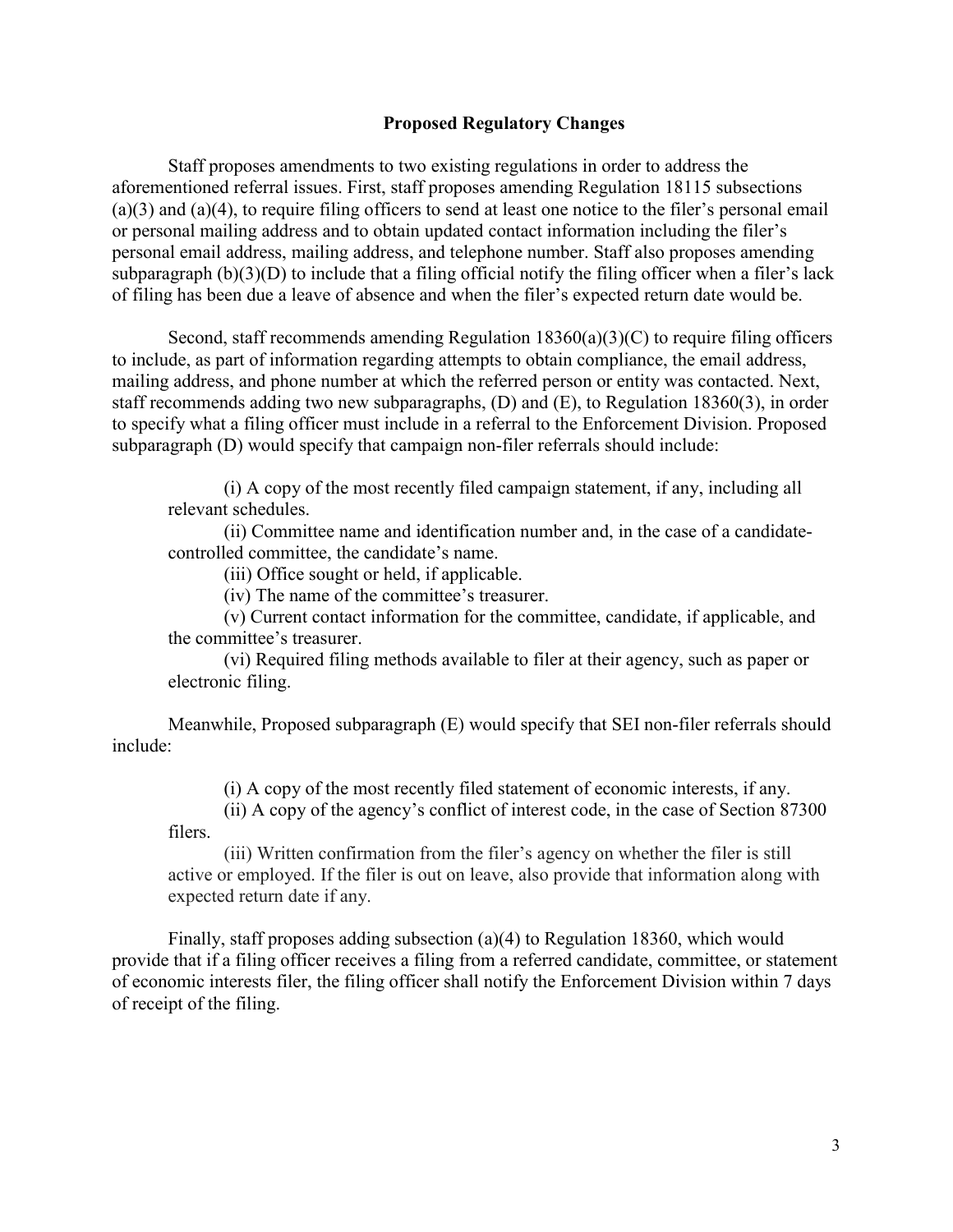## Proposed Regulatory Changes

Staff proposes amendments to two existing regulations in order to address the aforementioned referral issues. First, staff proposes amending Regulation 18115 subsections (a)(3) and (a)(4), to require filing officers to send at least one notice to the filer's personal email or personal mailing address and to obtain updated contact information including the filer's personal email address, mailing address, and telephone number. Staff also proposes amending subparagraph (b)(3)(D) to include that a filing official notify the filing officer when a filer's lack of filing has been due a leave of absence and when the filer's expected return date would be.

Second, staff recommends amending Regulation 18360(a)(3)(C) to require filing officers to include, as part of information regarding attempts to obtain compliance, the email address, mailing address, and phone number at which the referred person or entity was contacted. Next, staff recommends adding two new subparagraphs, (D) and (E), to Regulation 18360(3), in order to specify what a filing officer must include in a referral to the Enforcement Division. Proposed subparagraph (D) would specify that campaign non-filer referrals should include:

> (i) A copy of the most recently filed campaign statement, if any, including all relevant schedules.
>
> (ii) Committee name and identification number and, in the case of a candidate-controlled committee, the candidate's name.
>
> (iii) Office sought or held, if applicable.
>
> (iv) The name of the committee's treasurer.
>
> (v) Current contact information for the committee, candidate, if applicable, and the committee's treasurer.
>
> (vi) Required filing methods available to filer at their agency, such as paper or electronic filing.

Meanwhile, Proposed subparagraph (E) would specify that SEI non-filer referrals should include:

> (i) A copy of the most recently filed statement of economic interests, if any.
>
> (ii) A copy of the agency's conflict of interest code, in the case of Section 87300 filers.
>
> (iii) Written confirmation from the filer's agency on whether the filer is still active or employed. If the filer is out on leave, also provide that information along with expected return date if any.

Finally, staff proposes adding subsection (a)(4) to Regulation 18360, which would provide that if a filing officer receives a filing from a referred candidate, committee, or statement of economic interests filer, the filing officer shall notify the Enforcement Division within 7 days of receipt of the filing.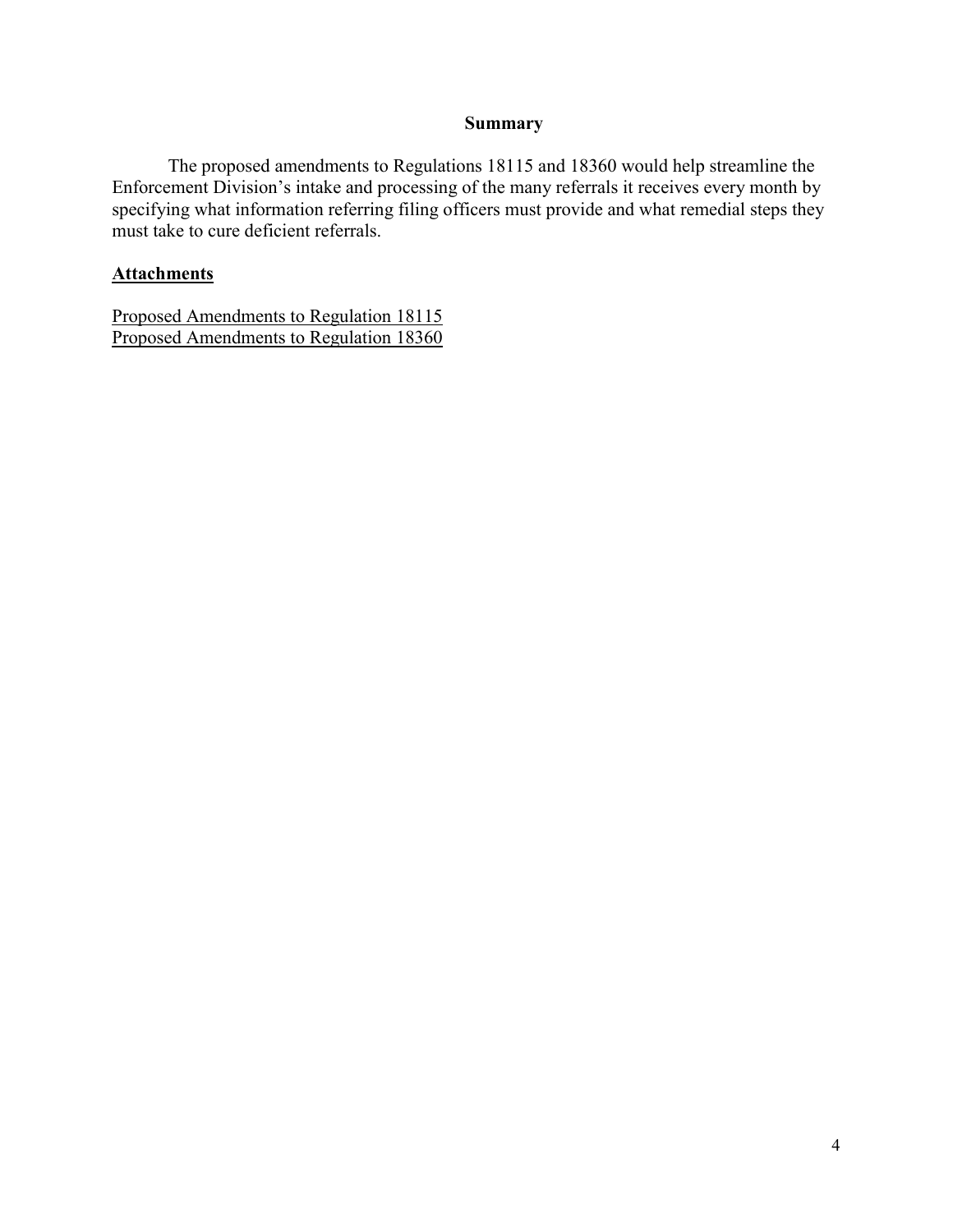## Summary

The proposed amendments to Regulations 18115 and 18360 would help streamline the Enforcement Division's intake and processing of the many referrals it receives every month by specifying what information referring filing officers must provide and what remedial steps they must take to cure deficient referrals.

## Attachments

Proposed Amendments to Regulation 18115
Proposed Amendments to Regulation 18360